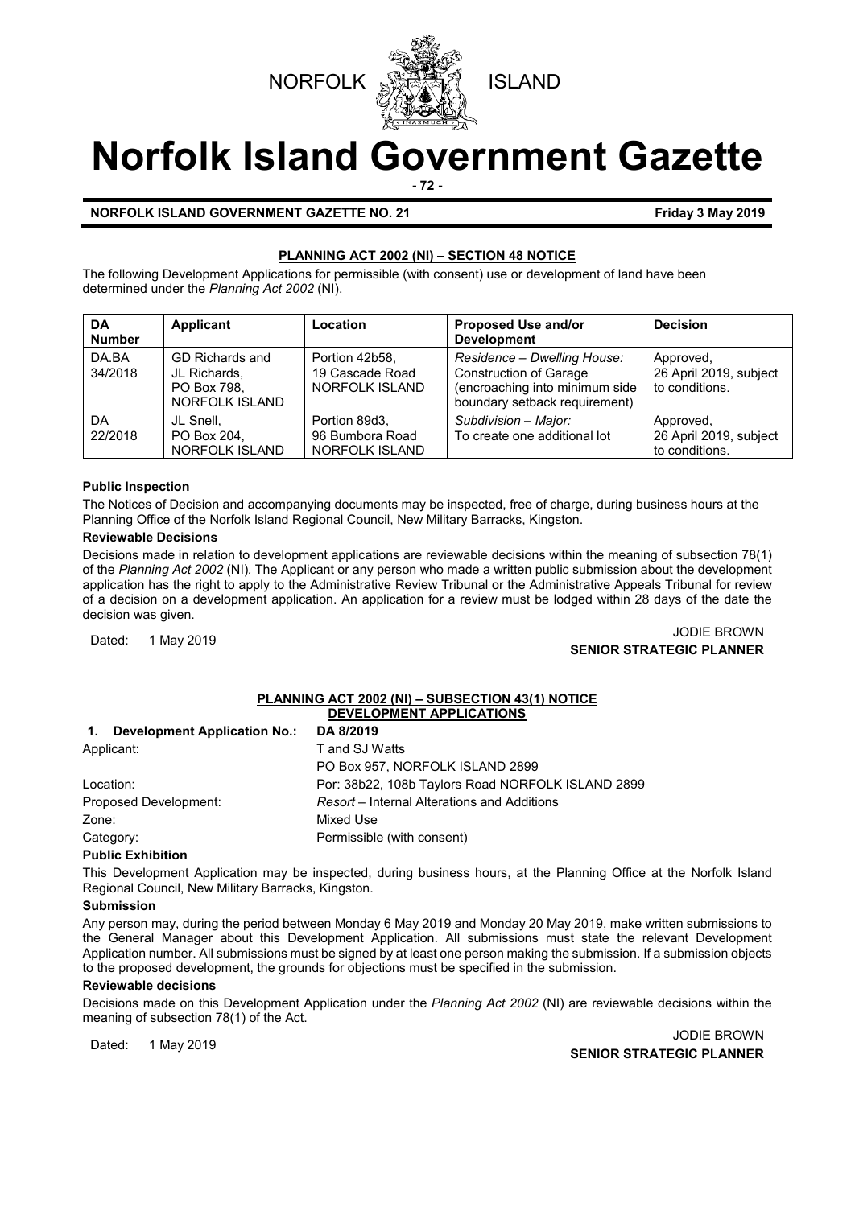NORFOLK ISLAND

# Norfolk Island Government Gazette

**NORFOLK ISLAND GOVERNMENT GAZETTE NO. 21** **Friday 3 May 2019**

## PLANNING ACT 2002 (NI) – SECTION 48 NOTICE

The following Development Applications for permissible (with consent) use or development of land have been determined under the *Planning Act 2002* (NI).

| DA Number | Applicant | Location | Proposed Use and/or Development | Decision |
|---|---|---|---|---|
| DA.BA 34/2018 | GD Richards and JL Richards, PO Box 798, NORFOLK ISLAND | Portion 42b58, 19 Cascade Road NORFOLK ISLAND | *Residence – Dwelling House:* Construction of Garage (encroaching into minimum side boundary setback requirement) | Approved, 26 April 2019, subject to conditions. |
| DA 22/2018 | JL Snell, PO Box 204, NORFOLK ISLAND | Portion 89d3, 96 Bumbora Road NORFOLK ISLAND | *Subdivision – Major:* To create one additional lot | Approved, 26 April 2019, subject to conditions. |

**Public Inspection**

The Notices of Decision and accompanying documents may be inspected, free of charge, during business hours at the Planning Office of the Norfolk Island Regional Council, New Military Barracks, Kingston.

**Reviewable Decisions**

Decisions made in relation to development applications are reviewable decisions within the meaning of subsection 78(1) of the *Planning Act 2002* (NI). The Applicant or any person who made a written public submission about the development application has the right to apply to the Administrative Review Tribunal or the Administrative Appeals Tribunal for review of a decision on a development application. An application for a review must be lodged within 28 days of the date the decision was given.

Dated: 1 May 2019

JODIE BROWN
**SENIOR STRATEGIC PLANNER**

## PLANNING ACT 2002 (NI) – SUBSECTION 43(1) NOTICE DEVELOPMENT APPLICATIONS

**1. Development Application No.:** **DA 8/2019**

Applicant: T and SJ Watts
PO Box 957, NORFOLK ISLAND 2899

Location: Por: 38b22, 108b Taylors Road NORFOLK ISLAND 2899

Proposed Development: *Resort* – Internal Alterations and Additions

Zone: Mixed Use

Category: Permissible (with consent)

**Public Exhibition**

This Development Application may be inspected, during business hours, at the Planning Office at the Norfolk Island Regional Council, New Military Barracks, Kingston.

**Submission**

Any person may, during the period between Monday 6 May 2019 and Monday 20 May 2019, make written submissions to the General Manager about this Development Application. All submissions must state the relevant Development Application number. All submissions must be signed by at least one person making the submission. If a submission objects to the proposed development, the grounds for objections must be specified in the submission.

**Reviewable decisions**

Decisions made on this Development Application under the *Planning Act 2002* (NI) are reviewable decisions within the meaning of subsection 78(1) of the Act.

Dated: 1 May 2019

JODIE BROWN
**SENIOR STRATEGIC PLANNER**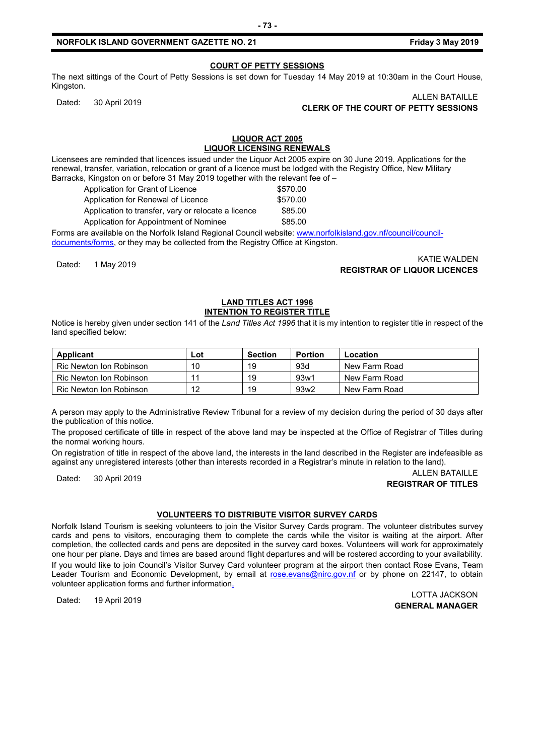## COURT OF PETTY SESSIONS

The next sittings of the Court of Petty Sessions is set down for Tuesday 14 May 2019 at 10:30am in the Court House, Kingston.

Dated: 30 April 2019

ALLEN BATAILLE
**CLERK OF THE COURT OF PETTY SESSIONS**

## LIQUOR ACT 2005
## LIQUOR LICENSING RENEWALS

Licensees are reminded that licences issued under the Liquor Act 2005 expire on 30 June 2019. Applications for the renewal, transfer, variation, relocation or grant of a licence must be lodged with the Registry Office, New Military Barracks, Kingston on or before 31 May 2019 together with the relevant fee of –

| | |
|---|---|
| Application for Grant of Licence | $570.00 |
| Application for Renewal of Licence | $570.00 |
| Application to transfer, vary or relocate a licence | $85.00 |
| Application for Appointment of Nominee | $85.00 |

Forms are available on the Norfolk Island Regional Council website: [www.norfolkisland.gov.nf/council/council-documents/forms](www.norfolkisland.gov.nf/council/council-documents/forms), or they may be collected from the Registry Office at Kingston.

Dated: 1 May 2019

KATIE WALDEN
**REGISTRAR OF LIQUOR LICENCES**

## LAND TITLES ACT 1996
## INTENTION TO REGISTER TITLE

Notice is hereby given under section 141 of the *Land Titles Act 1996* that it is my intention to register title in respect of the land specified below:

| Applicant | Lot | Section | Portion | Location |
|---|---|---|---|---|
| Ric Newton Ion Robinson | 10 | 19 | 93d | New Farm Road |
| Ric Newton Ion Robinson | 11 | 19 | 93w1 | New Farm Road |
| Ric Newton Ion Robinson | 12 | 19 | 93w2 | New Farm Road |

A person may apply to the Administrative Review Tribunal for a review of my decision during the period of 30 days after the publication of this notice.

The proposed certificate of title in respect of the above land may be inspected at the Office of Registrar of Titles during the normal working hours.

On registration of title in respect of the above land, the interests in the land described in the Register are indefeasible as against any unregistered interests (other than interests recorded in a Registrar's minute in relation to the land).

Dated: 30 April 2019

ALLEN BATAILLE
**REGISTRAR OF TITLES**

## VOLUNTEERS TO DISTRIBUTE VISITOR SURVEY CARDS

Norfolk Island Tourism is seeking volunteers to join the Visitor Survey Cards program. The volunteer distributes survey cards and pens to visitors, encouraging them to complete the cards while the visitor is waiting at the airport. After completion, the collected cards and pens are deposited in the survey card boxes. Volunteers will work for approximately one hour per plane. Days and times are based around flight departures and will be rostered according to your availability.

If you would like to join Council's Visitor Survey Card volunteer program at the airport then contact Rose Evans, Team Leader Tourism and Economic Development, by email at [rose.evans@nirc.gov.nf](mailto:rose.evans@nirc.gov.nf) or by phone on 22147, to obtain volunteer application forms and further information.

Dated: 19 April 2019

LOTTA JACKSON
**GENERAL MANAGER**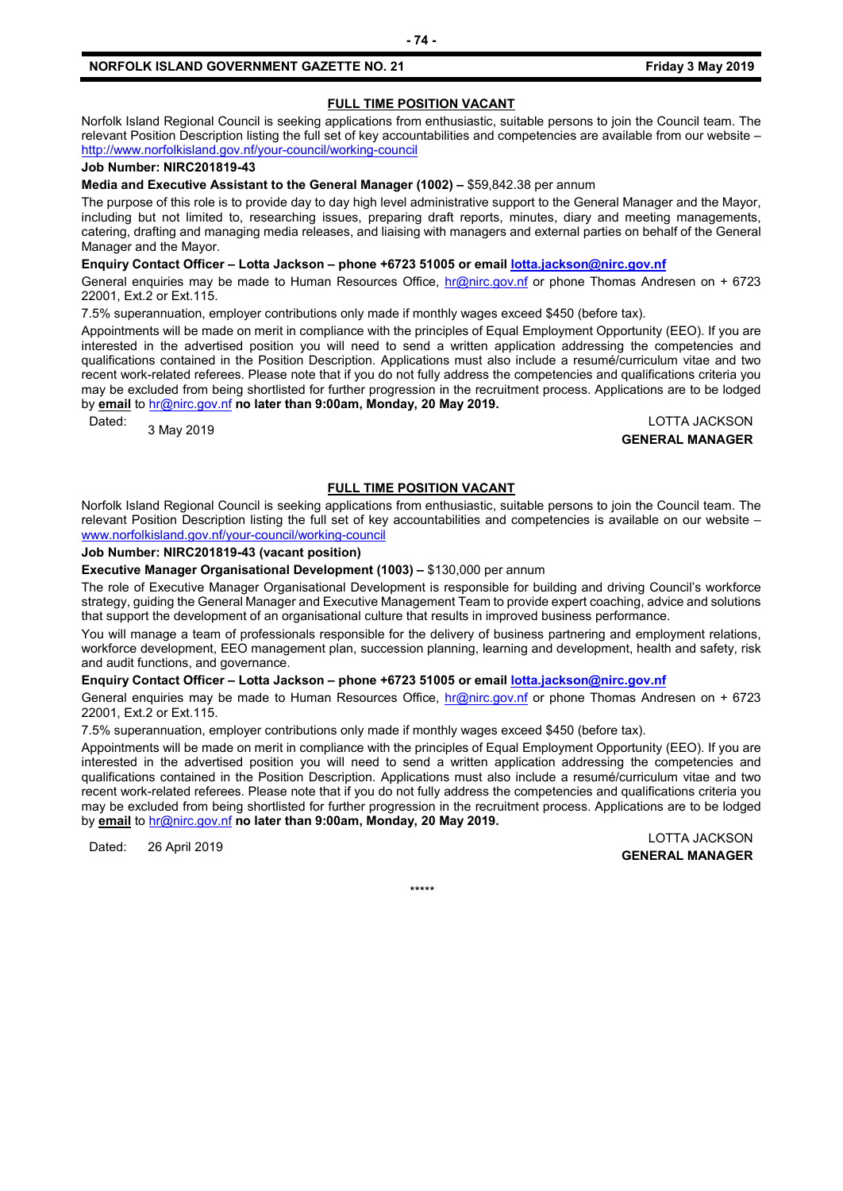## FULL TIME POSITION VACANT

Norfolk Island Regional Council is seeking applications from enthusiastic, suitable persons to join the Council team. The relevant Position Description listing the full set of key accountabilities and competencies are available from our website – http://www.norfolkisland.gov.nf/your-council/working-council

**Job Number: NIRC201819-43**

**Media and Executive Assistant to the General Manager (1002) –** $59,842.38 per annum

The purpose of this role is to provide day to day high level administrative support to the General Manager and the Mayor, including but not limited to, researching issues, preparing draft reports, minutes, diary and meeting managements, catering, drafting and managing media releases, and liaising with managers and external parties on behalf of the General Manager and the Mayor.

**Enquiry Contact Officer – Lotta Jackson – phone +6723 51005 or email lotta.jackson@nirc.gov.nf**

General enquiries may be made to Human Resources Office, hr@nirc.gov.nf or phone Thomas Andresen on + 6723 22001, Ext.2 or Ext.115.

7.5% superannuation, employer contributions only made if monthly wages exceed $450 (before tax).

Appointments will be made on merit in compliance with the principles of Equal Employment Opportunity (EEO). If you are interested in the advertised position you will need to send a written application addressing the competencies and qualifications contained in the Position Description. Applications must also include a resumé/curriculum vitae and two recent work-related referees. Please note that if you do not fully address the competencies and qualifications criteria you may be excluded from being shortlisted for further progression in the recruitment process. Applications are to be lodged by **email** to hr@nirc.gov.nf **no later than 9:00am, Monday, 20 May 2019.**

Dated: 3 May 2019

LOTTA JACKSON
**GENERAL MANAGER**

## FULL TIME POSITION VACANT

Norfolk Island Regional Council is seeking applications from enthusiastic, suitable persons to join the Council team. The relevant Position Description listing the full set of key accountabilities and competencies is available on our website – www.norfolkisland.gov.nf/your-council/working-council

**Job Number: NIRC201819-43 (vacant position)**

**Executive Manager Organisational Development (1003) –** $130,000 per annum

The role of Executive Manager Organisational Development is responsible for building and driving Council's workforce strategy, guiding the General Manager and Executive Management Team to provide expert coaching, advice and solutions that support the development of an organisational culture that results in improved business performance.

You will manage a team of professionals responsible for the delivery of business partnering and employment relations, workforce development, EEO management plan, succession planning, learning and development, health and safety, risk and audit functions, and governance.

**Enquiry Contact Officer – Lotta Jackson – phone +6723 51005 or email lotta.jackson@nirc.gov.nf**

General enquiries may be made to Human Resources Office, hr@nirc.gov.nf or phone Thomas Andresen on + 6723 22001, Ext.2 or Ext.115.

7.5% superannuation, employer contributions only made if monthly wages exceed $450 (before tax).

Appointments will be made on merit in compliance with the principles of Equal Employment Opportunity (EEO). If you are interested in the advertised position you will need to send a written application addressing the competencies and qualifications contained in the Position Description. Applications must also include a resumé/curriculum vitae and two recent work-related referees. Please note that if you do not fully address the competencies and qualifications criteria you may be excluded from being shortlisted for further progression in the recruitment process. Applications are to be lodged by **email** to hr@nirc.gov.nf **no later than 9:00am, Monday, 20 May 2019.**

Dated: 26 April 2019

LOTTA JACKSON
**GENERAL MANAGER**

*****